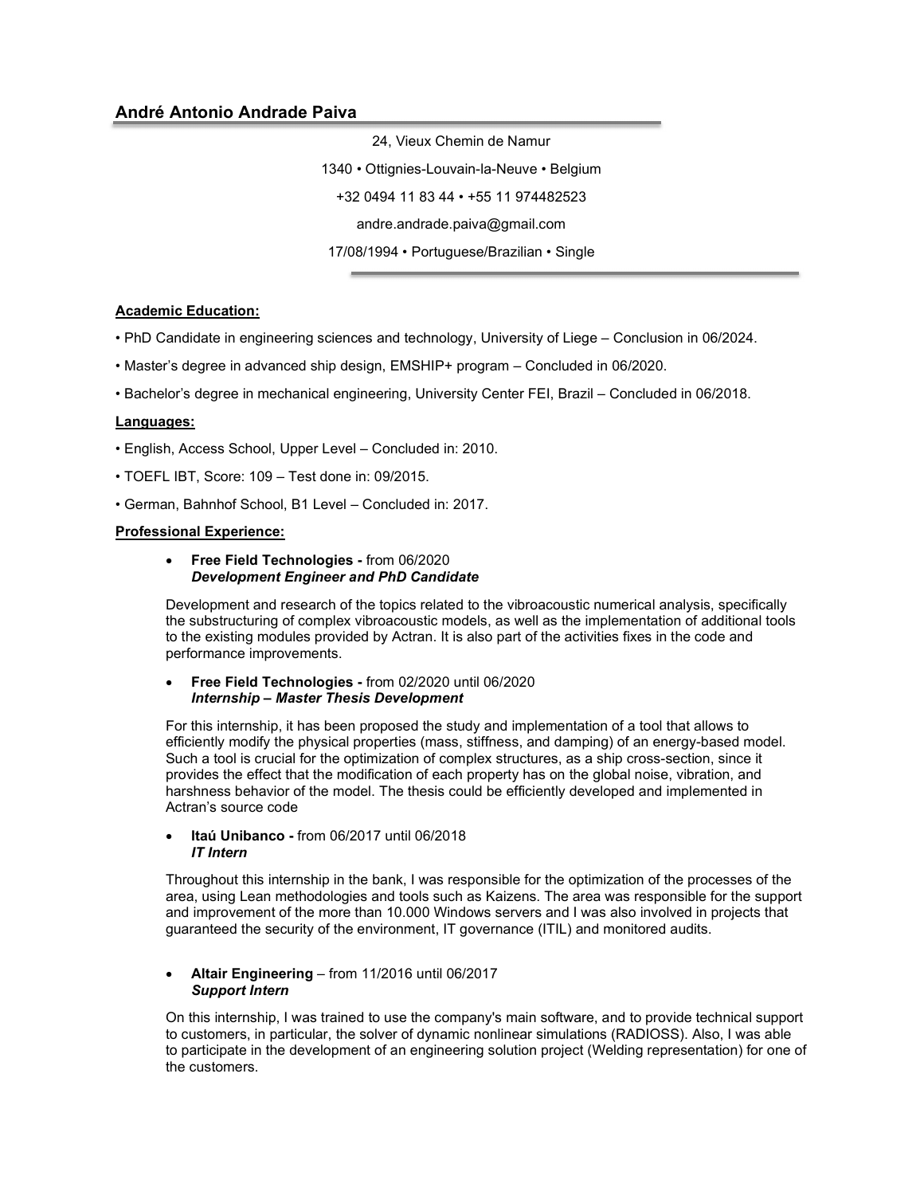# André Antonio Andrade Paiva

24, Vieux Chemin de Namur

1340 • Ottignies-Louvain-la-Neuve • Belgium

+32 0494 11 83 44 • +55 11 974482523

andre.andrade.paiva@gmail.com

17/08/1994 • Portuguese/Brazilian • Single

## Academic Education:

• PhD Candidate in engineering sciences and technology, University of Liege – Conclusion in 06/2024.

• Master's degree in advanced ship design, EMSHIP+ program – Concluded in 06/2020.

• Bachelor's degree in mechanical engineering, University Center FEI, Brazil – Concluded in 06/2018.

## Languages:

• English, Access School, Upper Level – Concluded in: 2010.

• TOEFL IBT, Score: 109 – Test done in: 09/2015.

• German, Bahnhof School, B1 Level – Concluded in: 2017.

## Professional Experience:

- **Free Field Technologies -** from 06/2020
  ***Development Engineer and PhD Candidate***

  Development and research of the topics related to the vibroacoustic numerical analysis, specifically the substructuring of complex vibroacoustic models, as well as the implementation of additional tools to the existing modules provided by Actran. It is also part of the activities fixes in the code and performance improvements.

- **Free Field Technologies -** from 02/2020 until 06/2020
  ***Internship – Master Thesis Development***

  For this internship, it has been proposed the study and implementation of a tool that allows to efficiently modify the physical properties (mass, stiffness, and damping) of an energy-based model. Such a tool is crucial for the optimization of complex structures, as a ship cross-section, since it provides the effect that the modification of each property has on the global noise, vibration, and harshness behavior of the model. The thesis could be efficiently developed and implemented in Actran's source code

- **Itaú Unibanco -** from 06/2017 until 06/2018
  ***IT Intern***

  Throughout this internship in the bank, I was responsible for the optimization of the processes of the area, using Lean methodologies and tools such as Kaizens. The area was responsible for the support and improvement of the more than 10.000 Windows servers and I was also involved in projects that guaranteed the security of the environment, IT governance (ITIL) and monitored audits.

- **Altair Engineering** – from 11/2016 until 06/2017
  ***Support Intern***

  On this internship, I was trained to use the company's main software, and to provide technical support to customers, in particular, the solver of dynamic nonlinear simulations (RADIOSS). Also, I was able to participate in the development of an engineering solution project (Welding representation) for one of the customers.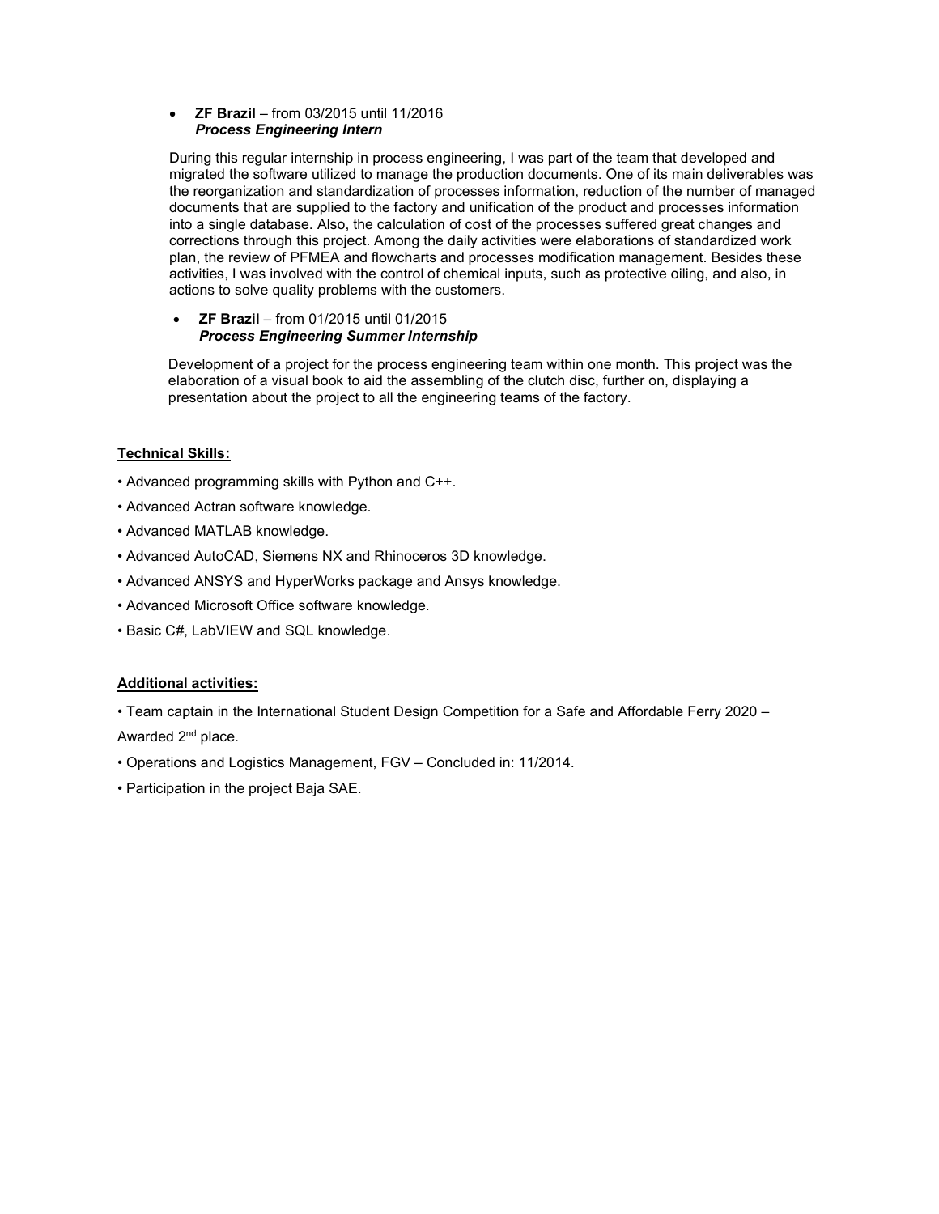- **ZF Brazil** – from 03/2015 until 11/2016
  ***Process Engineering Intern***

  During this regular internship in process engineering, I was part of the team that developed and migrated the software utilized to manage the production documents. One of its main deliverables was the reorganization and standardization of processes information, reduction of the number of managed documents that are supplied to the factory and unification of the product and processes information into a single database. Also, the calculation of cost of the processes suffered great changes and corrections through this project. Among the daily activities were elaborations of standardized work plan, the review of PFMEA and flowcharts and processes modification management. Besides these activities, I was involved with the control of chemical inputs, such as protective oiling, and also, in actions to solve quality problems with the customers.

- **ZF Brazil** – from 01/2015 until 01/2015
  ***Process Engineering Summer Internship***

  Development of a project for the process engineering team within one month. This project was the elaboration of a visual book to aid the assembling of the clutch disc, further on, displaying a presentation about the project to all the engineering teams of the factory.

**Technical Skills:**

- Advanced programming skills with Python and C++.
- Advanced Actran software knowledge.
- Advanced MATLAB knowledge.
- Advanced AutoCAD, Siemens NX and Rhinoceros 3D knowledge.
- Advanced ANSYS and HyperWorks package and Ansys knowledge.
- Advanced Microsoft Office software knowledge.
- Basic C#, LabVIEW and SQL knowledge.

**Additional activities:**

- Team captain in the International Student Design Competition for a Safe and Affordable Ferry 2020 – Awarded 2nd place.
- Operations and Logistics Management, FGV – Concluded in: 11/2014.
- Participation in the project Baja SAE.